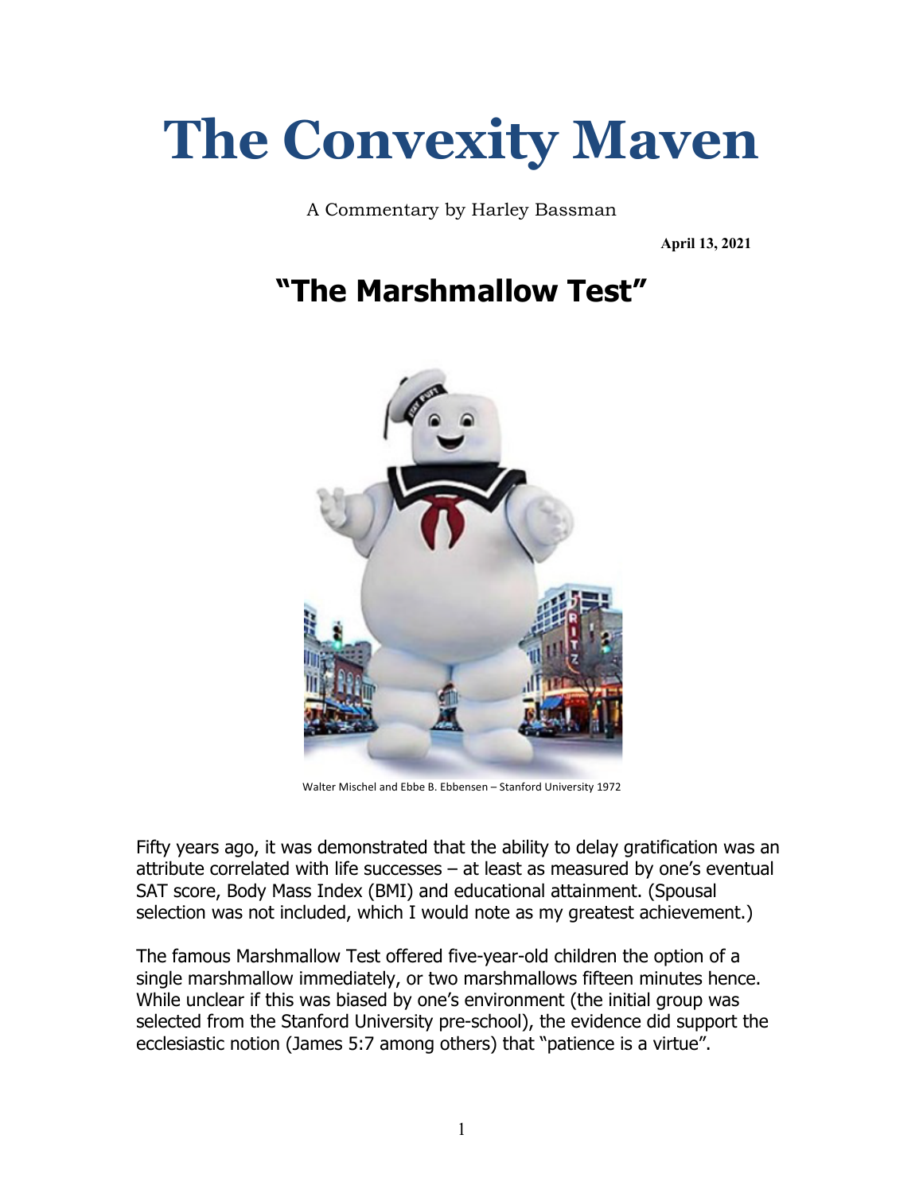# The Convexity Maven

A Commentary by Harley Bassman

**April 13, 2021**

## "The Marshmallow Test"

Walter Mischel and Ebbe B. Ebbensen – Stanford University 1972

Fifty years ago, it was demonstrated that the ability to delay gratification was an attribute correlated with life successes – at least as measured by one's eventual SAT score, Body Mass Index (BMI) and educational attainment. (Spousal selection was not included, which I would note as my greatest achievement.)

The famous Marshmallow Test offered five-year-old children the option of a single marshmallow immediately, or two marshmallows fifteen minutes hence. While unclear if this was biased by one's environment (the initial group was selected from the Stanford University pre-school), the evidence did support the ecclesiastic notion (James 5:7 among others) that "patience is a virtue".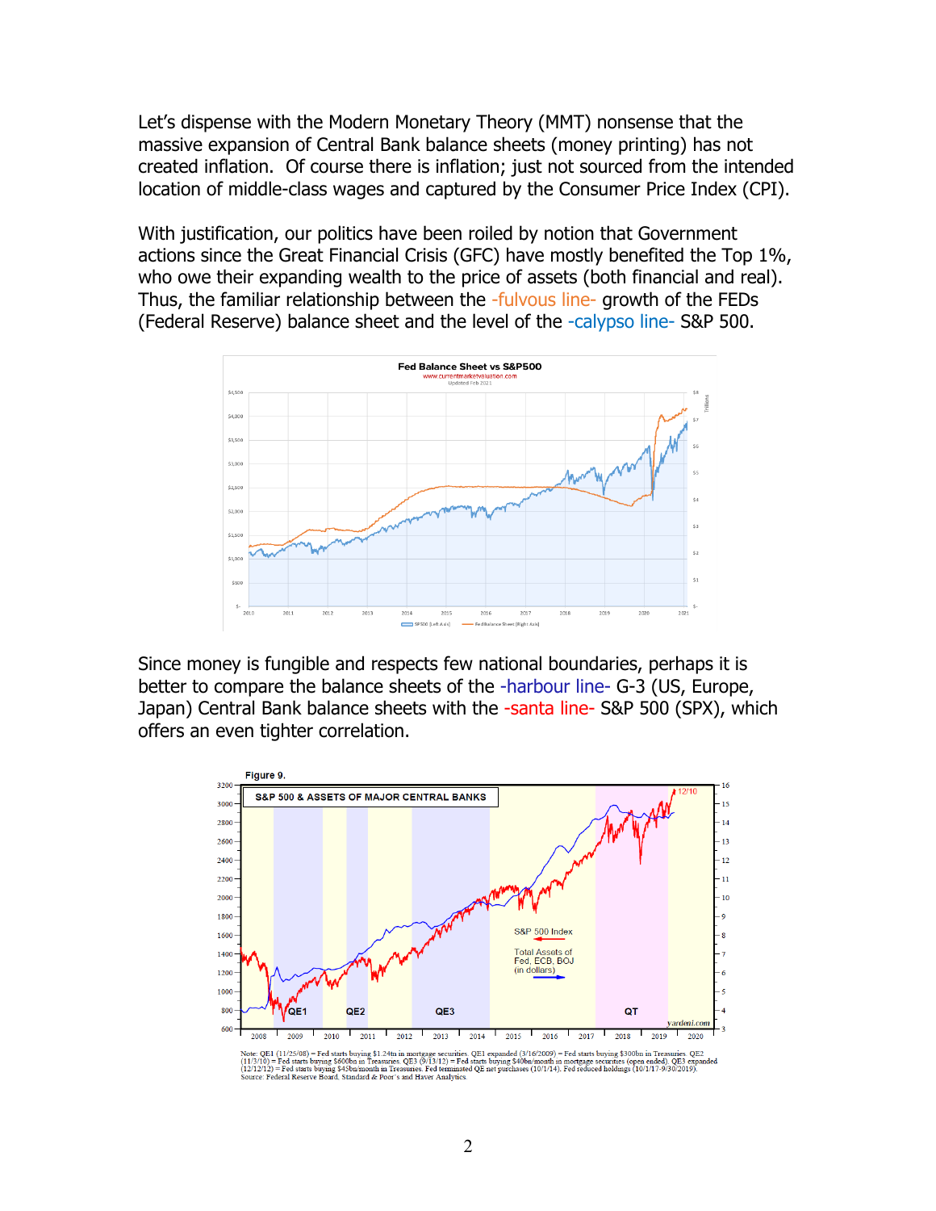Let's dispense with the Modern Monetary Theory (MMT) nonsense that the massive expansion of Central Bank balance sheets (money printing) has not created inflation. Of course there is inflation; just not sourced from the intended location of middle-class wages and captured by the Consumer Price Index (CPI).

With justification, our politics have been roiled by notion that Government actions since the Great Financial Crisis (GFC) have mostly benefited the Top 1%, who owe their expanding wealth to the price of assets (both financial and real). Thus, the familiar relationship between the -fulvous line- growth of the FEDs (Federal Reserve) balance sheet and the level of the -calypso line- S&P 500.

Since money is fungible and respects few national boundaries, perhaps it is better to compare the balance sheets of the -harbour line- G-3 (US, Europe, Japan) Central Bank balance sheets with the -santa line- S&P 500 (SPX), which offers an even tighter correlation.

Note: QE1 (11/25/08) = Fed starts buying $1.24tn in mortgage securities. QE1 expanded (3/16/2009) = Fed starts buying $300bn in Treasuries. QE2 (11/3/10) = Fed starts buying $600bn in Treasuries. QE3 (9/13/12) = Fed starts buying $40bn/month in mortgage securities (open ended). QE3 expanded (12/12/12) = Fed starts buying $45bn/month in Treasuries. Fed terminated QE net purchases (10/1/14). Fed reduced holdings (10/1/17-9/30/2019).
Source: Federal Reserve Board, Standard & Poor's and Haver Analytics.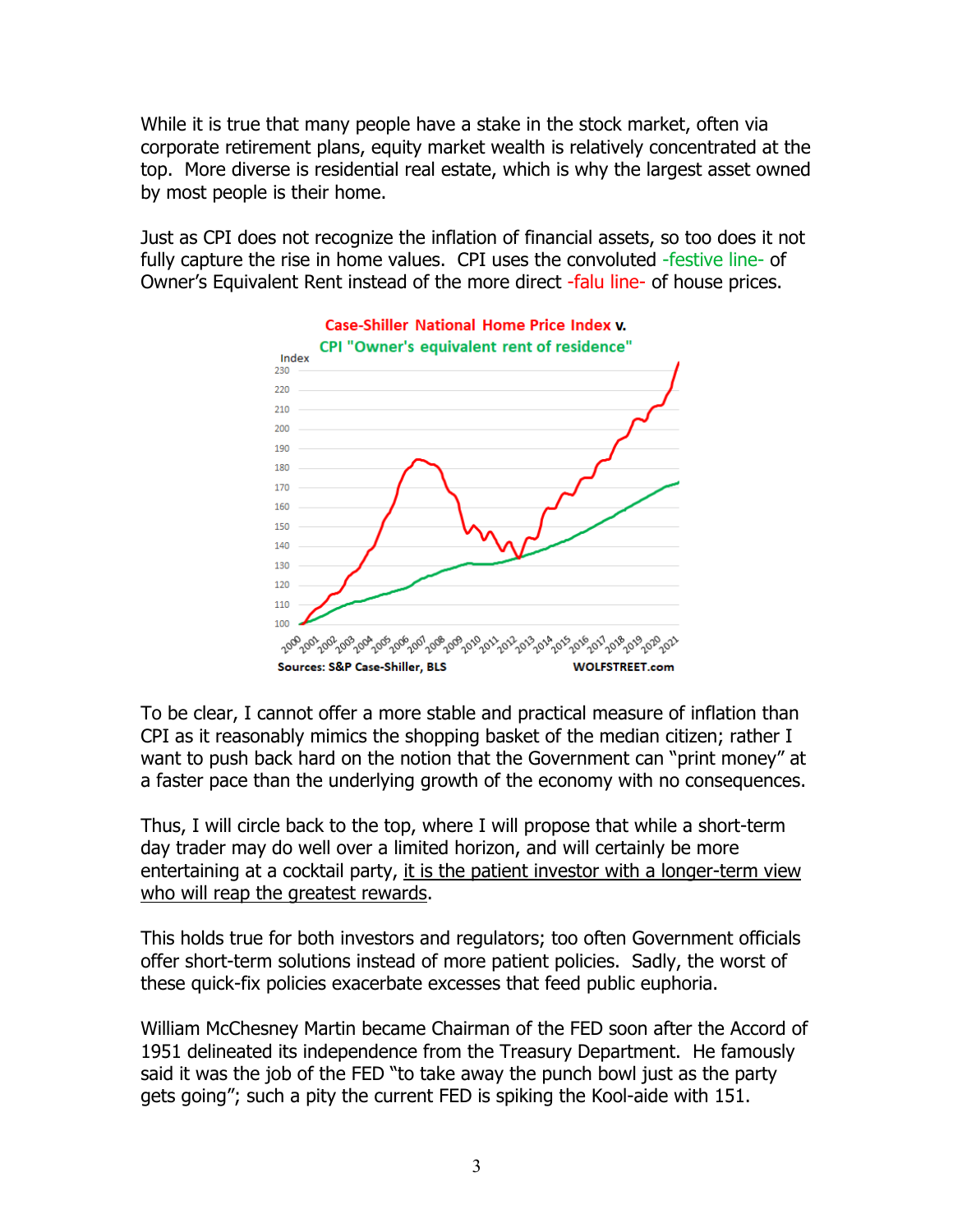While it is true that many people have a stake in the stock market, often via corporate retirement plans, equity market wealth is relatively concentrated at the top. More diverse is residential real estate, which is why the largest asset owned by most people is their home.

Just as CPI does not recognize the inflation of financial assets, so too does it not fully capture the rise in home values. CPI uses the convoluted -festive line- of Owner's Equivalent Rent instead of the more direct -falu line- of house prices.

To be clear, I cannot offer a more stable and practical measure of inflation than CPI as it reasonably mimics the shopping basket of the median citizen; rather I want to push back hard on the notion that the Government can "print money" at a faster pace than the underlying growth of the economy with no consequences.

Thus, I will circle back to the top, where I will propose that while a short-term day trader may do well over a limited horizon, and will certainly be more entertaining at a cocktail party, it is the patient investor with a longer-term view who will reap the greatest rewards.

This holds true for both investors and regulators; too often Government officials offer short-term solutions instead of more patient policies. Sadly, the worst of these quick-fix policies exacerbate excesses that feed public euphoria.

William McChesney Martin became Chairman of the FED soon after the Accord of 1951 delineated its independence from the Treasury Department. He famously said it was the job of the FED "to take away the punch bowl just as the party gets going"; such a pity the current FED is spiking the Kool-aide with 151.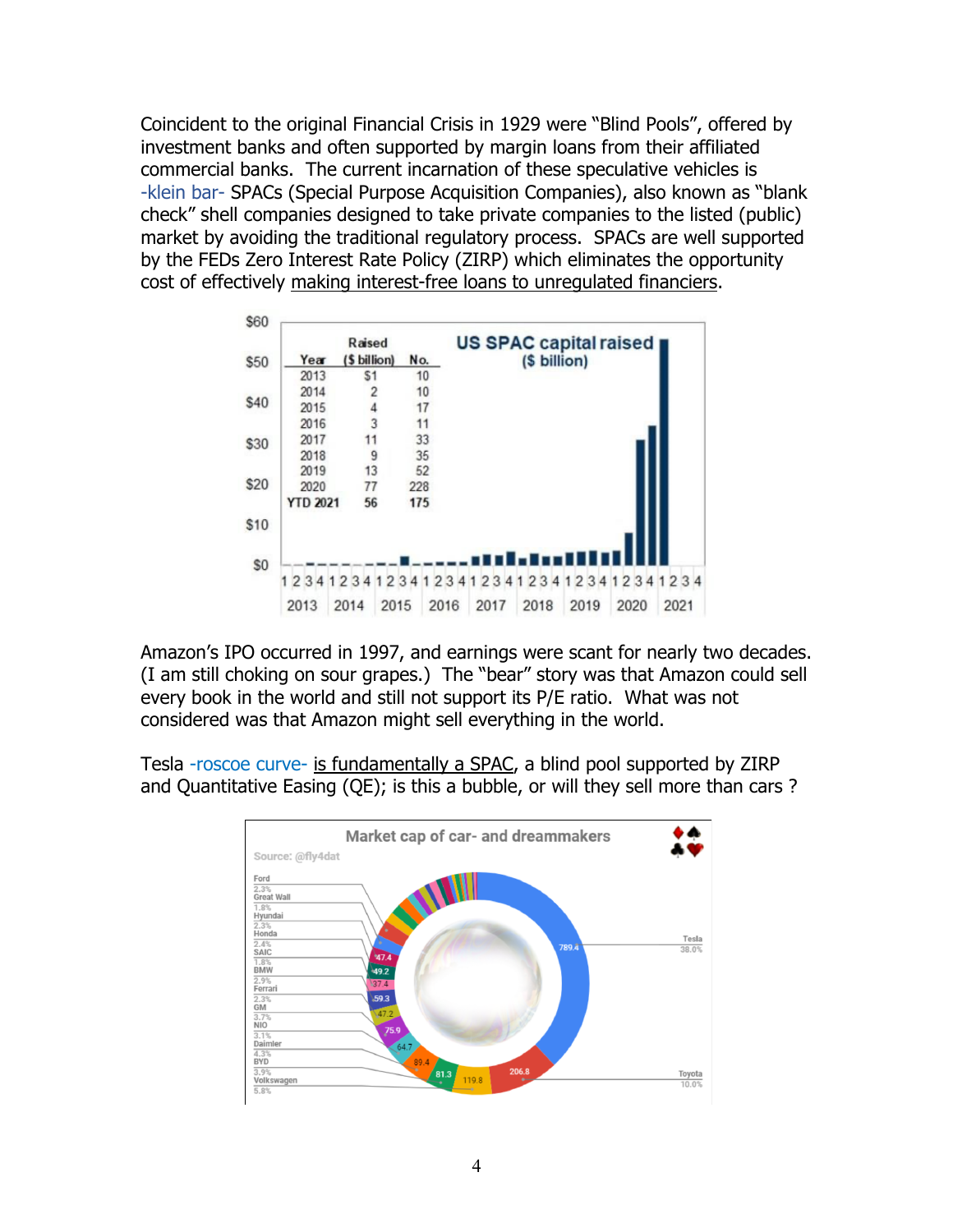Coincident to the original Financial Crisis in 1929 were "Blind Pools", offered by investment banks and often supported by margin loans from their affiliated commercial banks. The current incarnation of these speculative vehicles is -klein bar- SPACs (Special Purpose Acquisition Companies), also known as "blank check" shell companies designed to take private companies to the listed (public) market by avoiding the traditional regulatory process. SPACs are well supported by the FEDs Zero Interest Rate Policy (ZIRP) which eliminates the opportunity cost of effectively making interest-free loans to unregulated financiers.

**US SPAC capital raised ($ billion)**

| Year | Raised ($ billion) | No. |
|---|---|---|
| 2013 | $1 | 10 |
| 2014 | 2 | 10 |
| 2015 | 4 | 17 |
| 2016 | 3 | 11 |
| 2017 | 11 | 33 |
| 2018 | 9 | 35 |
| 2019 | 13 | 52 |
| 2020 | 77 | 228 |
| **YTD 2021** | **56** | **175** |

Amazon's IPO occurred in 1997, and earnings were scant for nearly two decades. (I am still choking on sour grapes.) The "bear" story was that Amazon could sell every book in the world and still not support its P/E ratio. What was not considered was that Amazon might sell everything in the world.

Tesla -roscoe curve- is fundamentally a SPAC, a blind pool supported by ZIRP and Quantitative Easing (QE); is this a bubble, or will they sell more than cars ?

**Market cap of car- and dreammakers**

Source: @fly4dat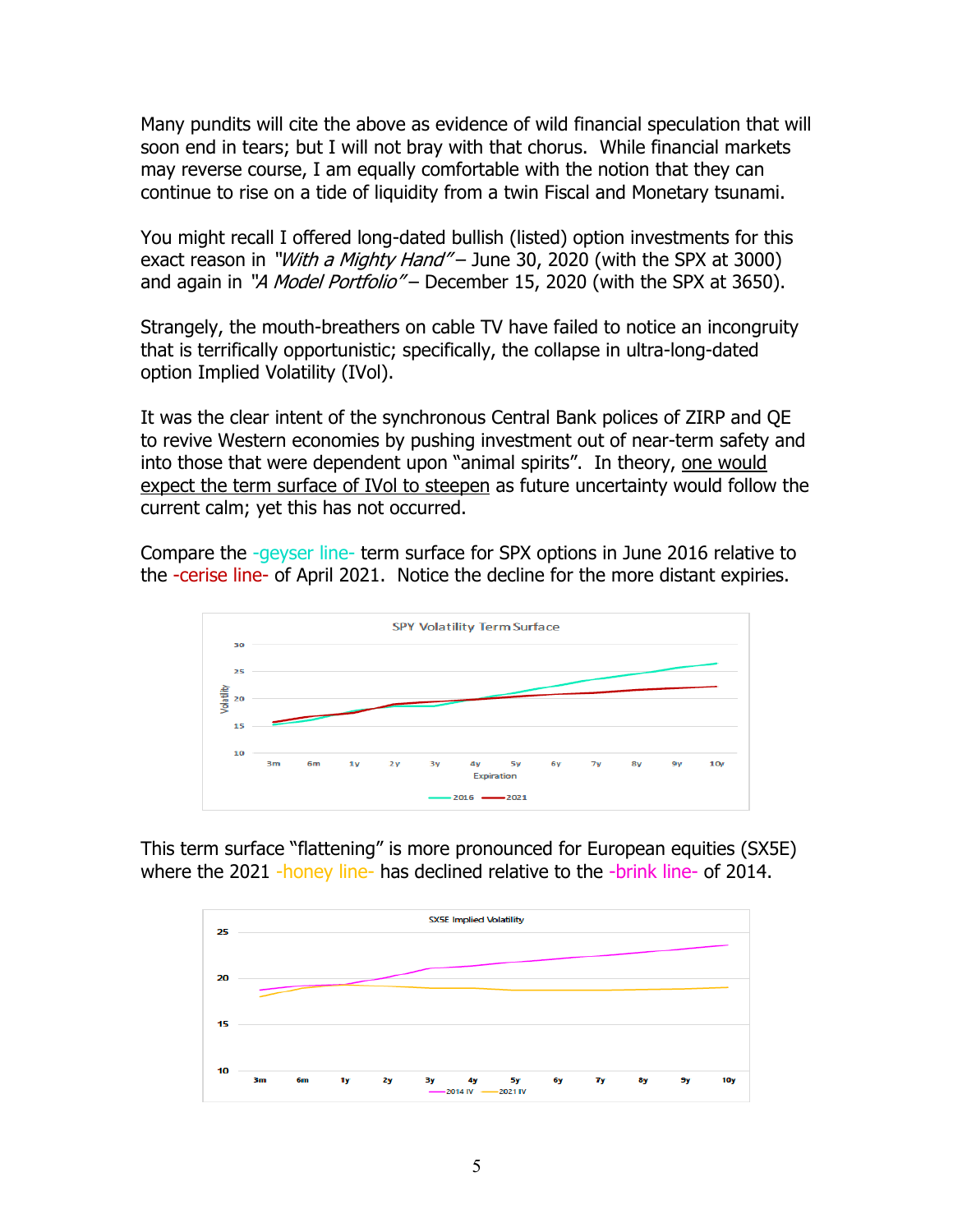Many pundits will cite the above as evidence of wild financial speculation that will soon end in tears; but I will not bray with that chorus. While financial markets may reverse course, I am equally comfortable with the notion that they can continue to rise on a tide of liquidity from a twin Fiscal and Monetary tsunami.

You might recall I offered long-dated bullish (listed) option investments for this exact reason in *"With a Mighty Hand"* – June 30, 2020 (with the SPX at 3000) and again in *"A Model Portfolio"* – December 15, 2020 (with the SPX at 3650).

Strangely, the mouth-breathers on cable TV have failed to notice an incongruity that is terrifically opportunistic; specifically, the collapse in ultra-long-dated option Implied Volatility (IVol).

It was the clear intent of the synchronous Central Bank polices of ZIRP and QE to revive Western economies by pushing investment out of near-term safety and into those that were dependent upon "animal spirits". In theory, <u>one would expect the term surface of IVol to steepen</u> as future uncertainty would follow the current calm; yet this has not occurred.

Compare the -geyser line- term surface for SPX options in June 2016 relative to the -cerise line- of April 2021. Notice the decline for the more distant expiries.

This term surface "flattening" is more pronounced for European equities (SX5E) where the 2021 -honey line- has declined relative to the -brink line- of 2014.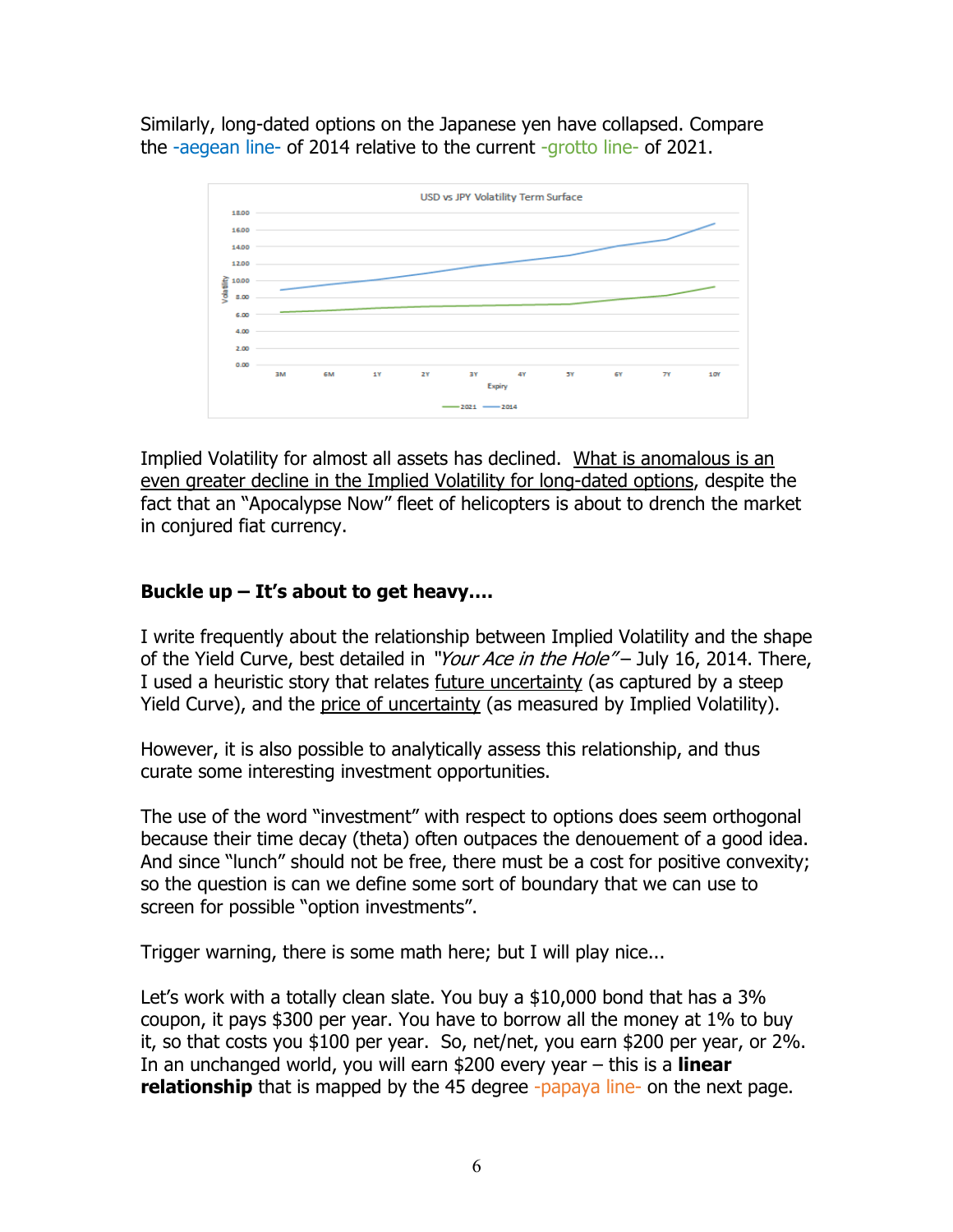Similarly, long-dated options on the Japanese yen have collapsed. Compare the -aegean line- of 2014 relative to the current -grotto line- of 2021.

Implied Volatility for almost all assets has declined. What is anomalous is an even greater decline in the Implied Volatility for long-dated options, despite the fact that an "Apocalypse Now" fleet of helicopters is about to drench the market in conjured fiat currency.

**Buckle up – It's about to get heavy....**

I write frequently about the relationship between Implied Volatility and the shape of the Yield Curve, best detailed in *"Your Ace in the Hole"* – July 16, 2014. There, I used a heuristic story that relates future uncertainty (as captured by a steep Yield Curve), and the price of uncertainty (as measured by Implied Volatility).

However, it is also possible to analytically assess this relationship, and thus curate some interesting investment opportunities.

The use of the word "investment" with respect to options does seem orthogonal because their time decay (theta) often outpaces the denouement of a good idea. And since "lunch" should not be free, there must be a cost for positive convexity; so the question is can we define some sort of boundary that we can use to screen for possible "option investments".

Trigger warning, there is some math here; but I will play nice...

Let's work with a totally clean slate. You buy a $10,000 bond that has a 3% coupon, it pays $300 per year. You have to borrow all the money at 1% to buy it, so that costs you $100 per year. So, net/net, you earn $200 per year, or 2%. In an unchanged world, you will earn $200 every year – this is a **linear relationship** that is mapped by the 45 degree -papaya line- on the next page.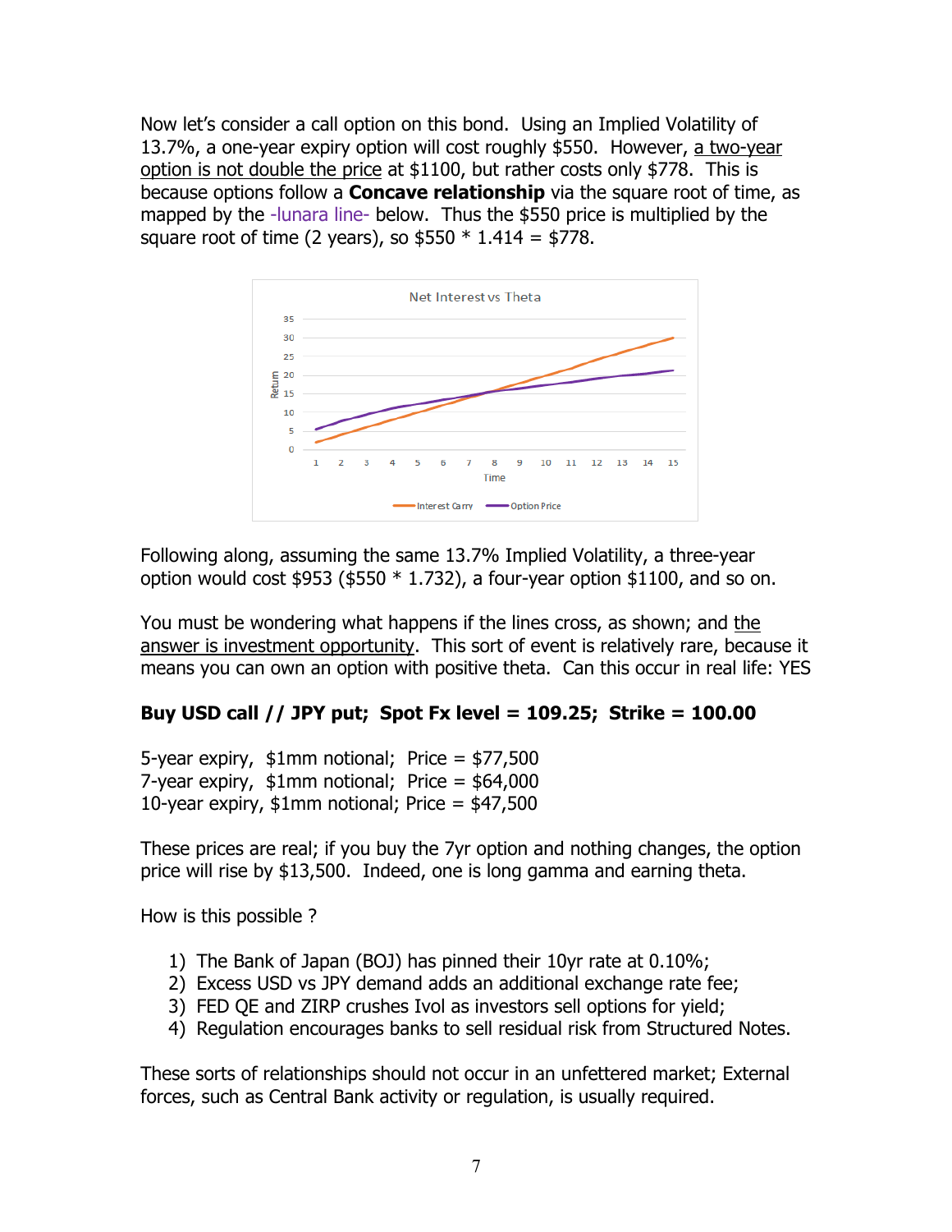Now let's consider a call option on this bond. Using an Implied Volatility of 13.7%, a one-year expiry option will cost roughly $550. However, a two-year option is not double the price at $1100, but rather costs only $778. This is because options follow a **Concave relationship** via the square root of time, as mapped by the -lunara line- below. Thus the $550 price is multiplied by the square root of time (2 years), so $550 * 1.414 = $778.

Following along, assuming the same 13.7% Implied Volatility, a three-year option would cost $953 ($550 * 1.732), a four-year option $1100, and so on.

You must be wondering what happens if the lines cross, as shown; and the answer is investment opportunity. This sort of event is relatively rare, because it means you can own an option with positive theta. Can this occur in real life: YES

**Buy USD call // JPY put; Spot Fx level = 109.25; Strike = 100.00**

5-year expiry, $1mm notional; Price = $77,500
7-year expiry, $1mm notional; Price = $64,000
10-year expiry, $1mm notional; Price = $47,500

These prices are real; if you buy the 7yr option and nothing changes, the option price will rise by $13,500. Indeed, one is long gamma and earning theta.

How is this possible ?

1) The Bank of Japan (BOJ) has pinned their 10yr rate at 0.10%;
2) Excess USD vs JPY demand adds an additional exchange rate fee;
3) FED QE and ZIRP crushes Ivol as investors sell options for yield;
4) Regulation encourages banks to sell residual risk from Structured Notes.

These sorts of relationships should not occur in an unfettered market; External forces, such as Central Bank activity or regulation, is usually required.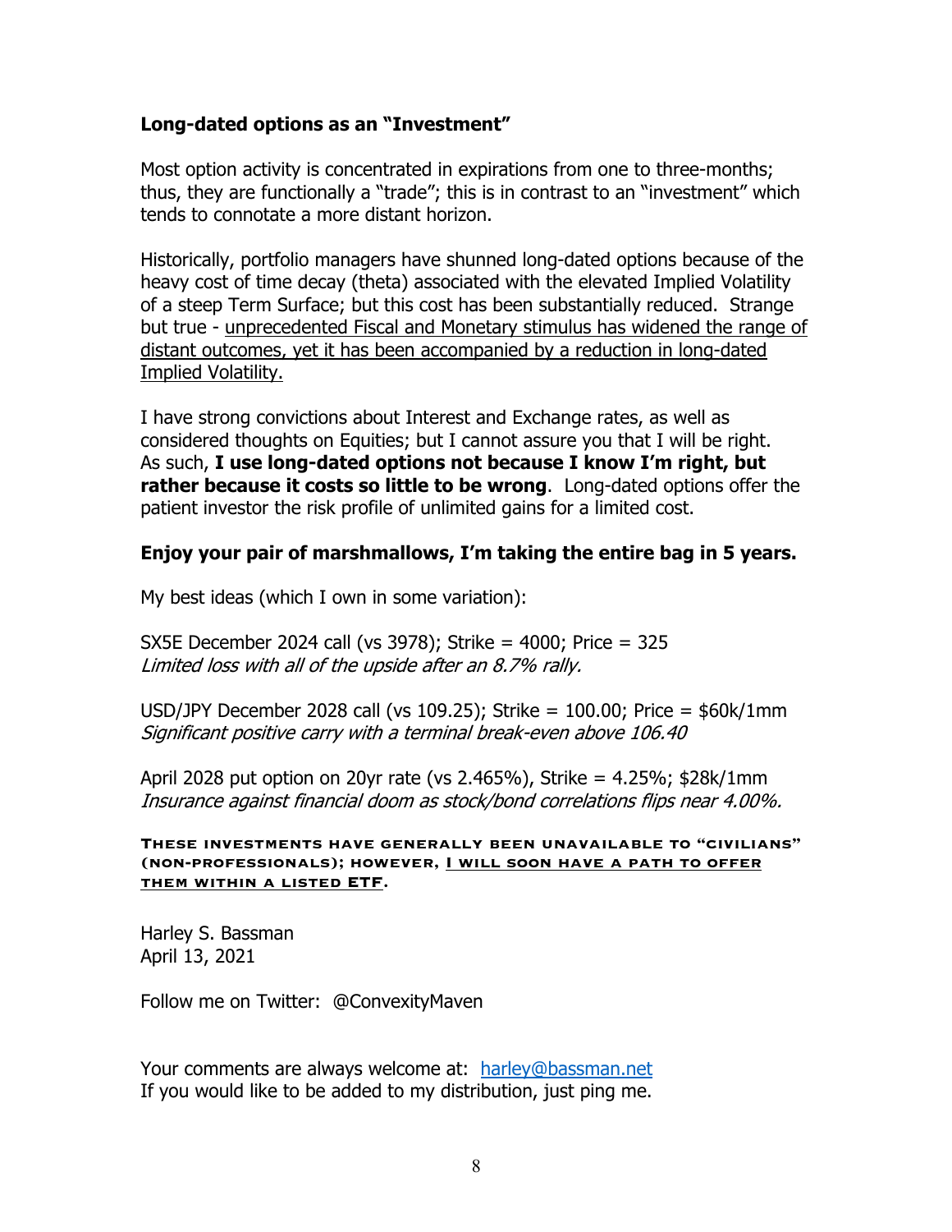### Long-dated options as an "Investment"

Most option activity is concentrated in expirations from one to three-months; thus, they are functionally a "trade"; this is in contrast to an "investment" which tends to connotate a more distant horizon.

Historically, portfolio managers have shunned long-dated options because of the heavy cost of time decay (theta) associated with the elevated Implied Volatility of a steep Term Surface; but this cost has been substantially reduced. Strange but true - <u>unprecedented Fiscal and Monetary stimulus has widened the range of distant outcomes, yet it has been accompanied by a reduction in long-dated Implied Volatility.</u>

I have strong convictions about Interest and Exchange rates, as well as considered thoughts on Equities; but I cannot assure you that I will be right. As such, **I use long-dated options not because I know I'm right, but rather because it costs so little to be wrong**. Long-dated options offer the patient investor the risk profile of unlimited gains for a limited cost.

**Enjoy your pair of marshmallows, I'm taking the entire bag in 5 years.**

My best ideas (which I own in some variation):

SX5E December 2024 call (vs 3978); Strike = 4000; Price = 325
*Limited loss with all of the upside after an 8.7% rally.*

USD/JPY December 2028 call (vs 109.25); Strike = 100.00; Price = $60k/1mm
*Significant positive carry with a terminal break-even above 106.40*

April 2028 put option on 20yr rate (vs 2.465%), Strike = 4.25%; $28k/1mm
*Insurance against financial doom as stock/bond correlations flips near 4.00%.*

**THESE INVESTMENTS HAVE GENERALLY BEEN UNAVAILABLE TO "CIVILIANS" (NON-PROFESSIONALS); HOWEVER, <u>I WILL SOON HAVE A PATH TO OFFER THEM WITHIN A LISTED ETF</u>.**

Harley S. Bassman
April 13, 2021

Follow me on Twitter: @ConvexityMaven

Your comments are always welcome at: harley@bassman.net
If you would like to be added to my distribution, just ping me.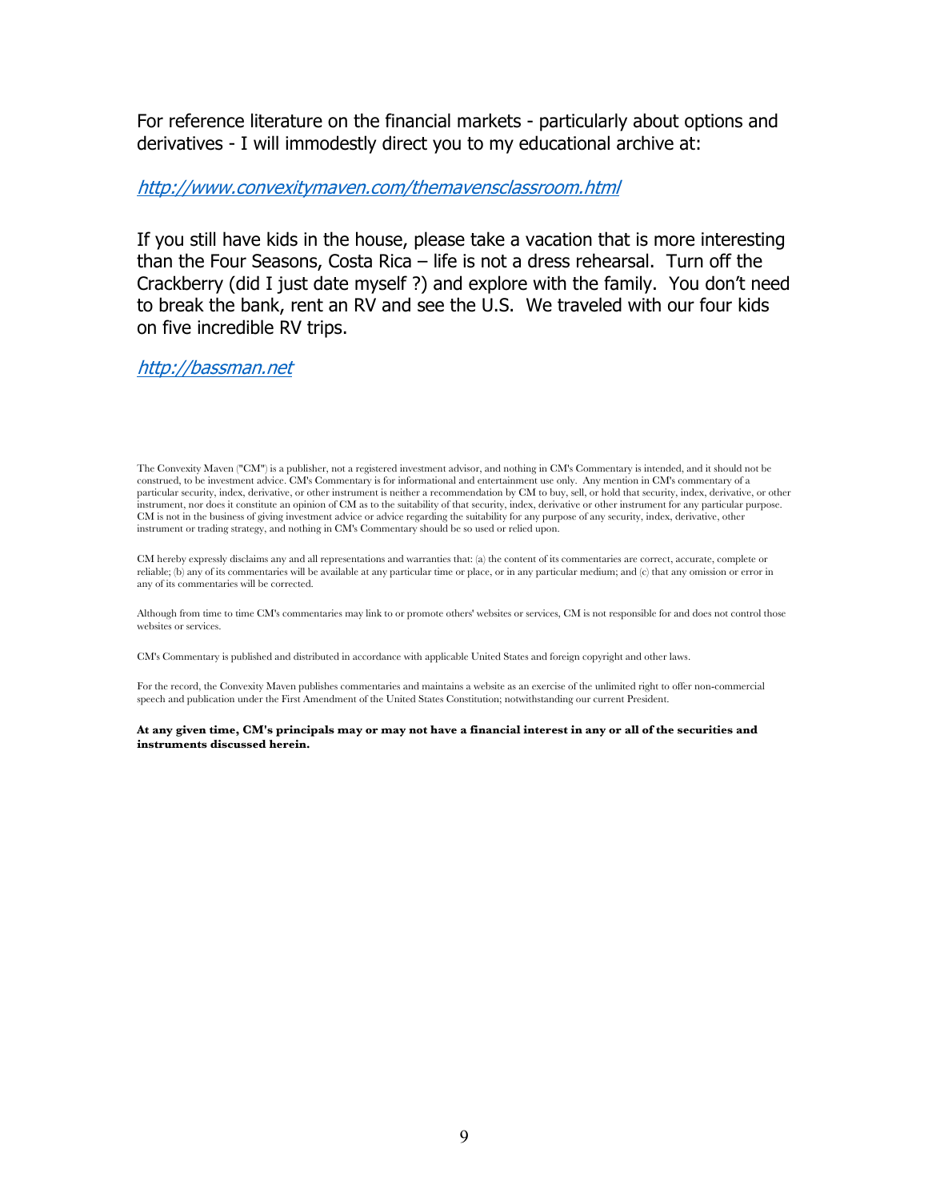For reference literature on the financial markets - particularly about options and derivatives - I will immodestly direct you to my educational archive at:

*http://www.convexitymaven.com/themavensclassroom.html*

If you still have kids in the house, please take a vacation that is more interesting than the Four Seasons, Costa Rica – life is not a dress rehearsal. Turn off the Crackberry (did I just date myself ?) and explore with the family. You don't need to break the bank, rent an RV and see the U.S. We traveled with our four kids on five incredible RV trips.

*http://bassman.net*

The Convexity Maven ("CM") is a publisher, not a registered investment advisor, and nothing in CM's Commentary is intended, and it should not be construed, to be investment advice. CM's Commentary is for informational and entertainment use only. Any mention in CM's commentary of a particular security, index, derivative, or other instrument is neither a recommendation by CM to buy, sell, or hold that security, index, derivative, or other instrument, nor does it constitute an opinion of CM as to the suitability of that security, index, derivative or other instrument for any particular purpose. CM is not in the business of giving investment advice or advice regarding the suitability for any purpose of any security, index, derivative, other instrument or trading strategy, and nothing in CM's Commentary should be so used or relied upon.

CM hereby expressly disclaims any and all representations and warranties that: (a) the content of its commentaries are correct, accurate, complete or reliable; (b) any of its commentaries will be available at any particular time or place, or in any particular medium; and (c) that any omission or error in any of its commentaries will be corrected.

Although from time to time CM's commentaries may link to or promote others' websites or services, CM is not responsible for and does not control those websites or services.

CM's Commentary is published and distributed in accordance with applicable United States and foreign copyright and other laws.

For the record, the Convexity Maven publishes commentaries and maintains a website as an exercise of the unlimited right to offer non-commercial speech and publication under the First Amendment of the United States Constitution; notwithstanding our current President.

**At any given time, CM's principals may or may not have a financial interest in any or all of the securities and instruments discussed herein.**